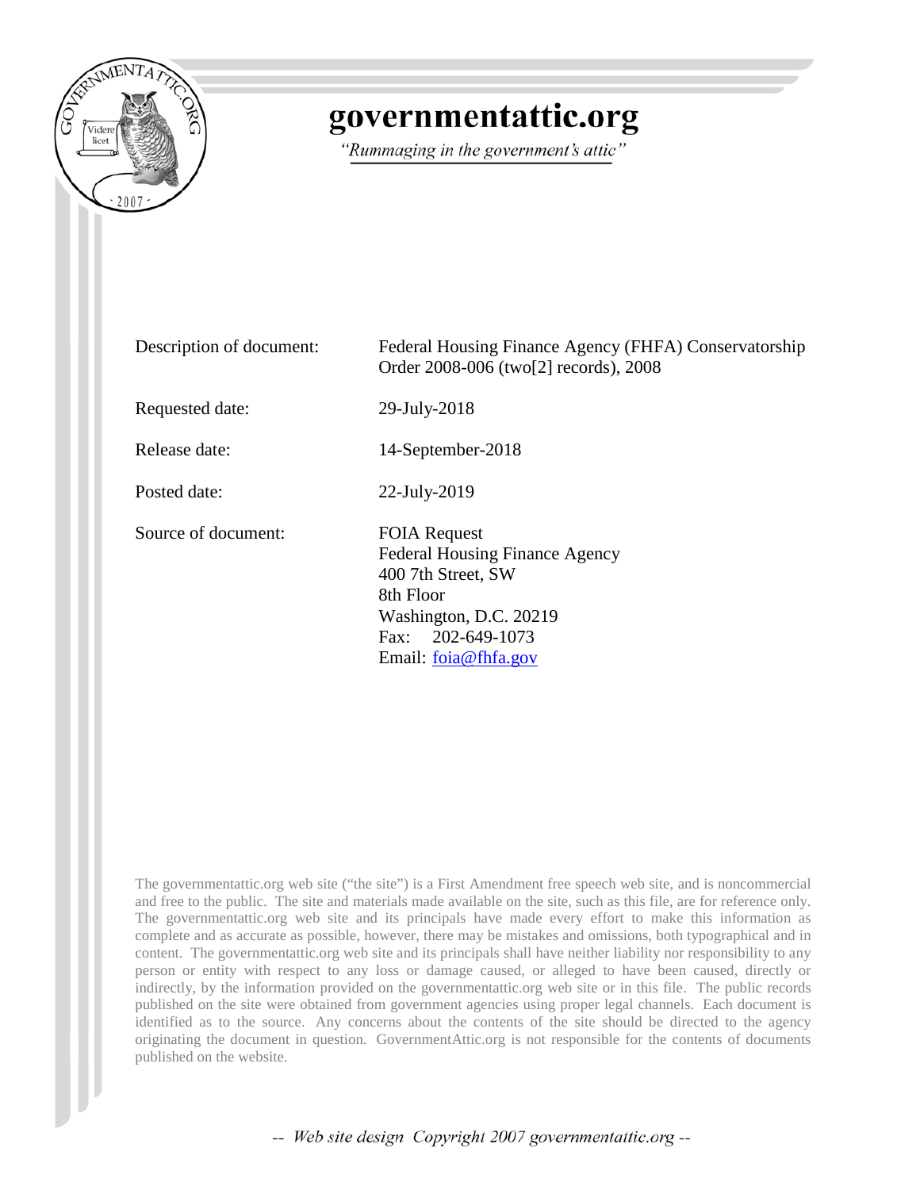# governmentattic.org

*"Rummaging in the government's attic"*

| | |
|---|---|
| Description of document: | Federal Housing Finance Agency (FHFA) Conservatorship Order 2008-006 (two[2] records), 2008 |
| Requested date: | 29-July-2018 |
| Release date: | 14-September-2018 |
| Posted date: | 22-July-2019 |
| Source of document: | FOIA Request<br>Federal Housing Finance Agency<br>400 7th Street, SW<br>8th Floor<br>Washington, D.C. 20219<br>Fax: 202-649-1073<br>Email: foia@fhfa.gov |

The governmentattic.org web site ("the site") is a First Amendment free speech web site, and is noncommercial and free to the public. The site and materials made available on the site, such as this file, are for reference only. The governmentattic.org web site and its principals have made every effort to make this information as complete and as accurate as possible, however, there may be mistakes and omissions, both typographical and in content. The governmentattic.org web site and its principals shall have neither liability nor responsibility to any person or entity with respect to any loss or damage caused, or alleged to have been caused, directly or indirectly, by the information provided on the governmentattic.org web site or in this file. The public records published on the site were obtained from government agencies using proper legal channels. Each document is identified as to the source. Any concerns about the contents of the site should be directed to the agency originating the document in question. GovernmentAttic.org is not responsible for the contents of documents published on the website.

-- Web site design Copyright 2007 governmentattic.org --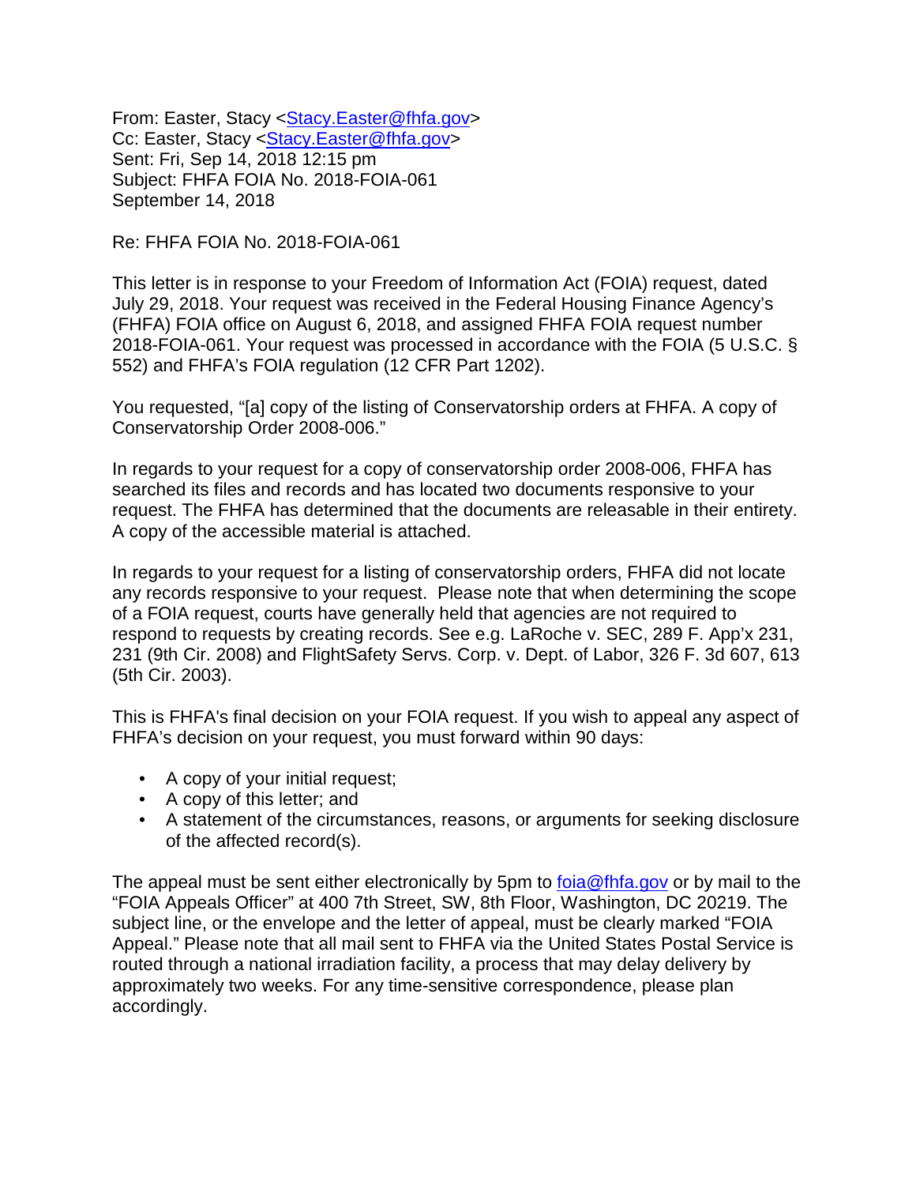From: Easter, Stacy <Stacy.Easter@fhfa.gov>
Cc: Easter, Stacy <Stacy.Easter@fhfa.gov>
Sent: Fri, Sep 14, 2018 12:15 pm
Subject: FHFA FOIA No. 2018-FOIA-061
September 14, 2018

Re: FHFA FOIA No. 2018-FOIA-061

This letter is in response to your Freedom of Information Act (FOIA) request, dated July 29, 2018. Your request was received in the Federal Housing Finance Agency's (FHFA) FOIA office on August 6, 2018, and assigned FHFA FOIA request number 2018-FOIA-061. Your request was processed in accordance with the FOIA (5 U.S.C. § 552) and FHFA's FOIA regulation (12 CFR Part 1202).

You requested, "[a] copy of the listing of Conservatorship orders at FHFA. A copy of Conservatorship Order 2008-006."

In regards to your request for a copy of conservatorship order 2008-006, FHFA has searched its files and records and has located two documents responsive to your request. The FHFA has determined that the documents are releasable in their entirety. A copy of the accessible material is attached.

In regards to your request for a listing of conservatorship orders, FHFA did not locate any records responsive to your request. Please note that when determining the scope of a FOIA request, courts have generally held that agencies are not required to respond to requests by creating records. See e.g. LaRoche v. SEC, 289 F. App'x 231, 231 (9th Cir. 2008) and FlightSafety Servs. Corp. v. Dept. of Labor, 326 F. 3d 607, 613 (5th Cir. 2003).

This is FHFA's final decision on your FOIA request. If you wish to appeal any aspect of FHFA's decision on your request, you must forward within 90 days:

- A copy of your initial request;
- A copy of this letter; and
- A statement of the circumstances, reasons, or arguments for seeking disclosure of the affected record(s).

The appeal must be sent either electronically by 5pm to foia@fhfa.gov or by mail to the "FOIA Appeals Officer" at 400 7th Street, SW, 8th Floor, Washington, DC 20219. The subject line, or the envelope and the letter of appeal, must be clearly marked "FOIA Appeal." Please note that all mail sent to FHFA via the United States Postal Service is routed through a national irradiation facility, a process that may delay delivery by approximately two weeks. For any time-sensitive correspondence, please plan accordingly.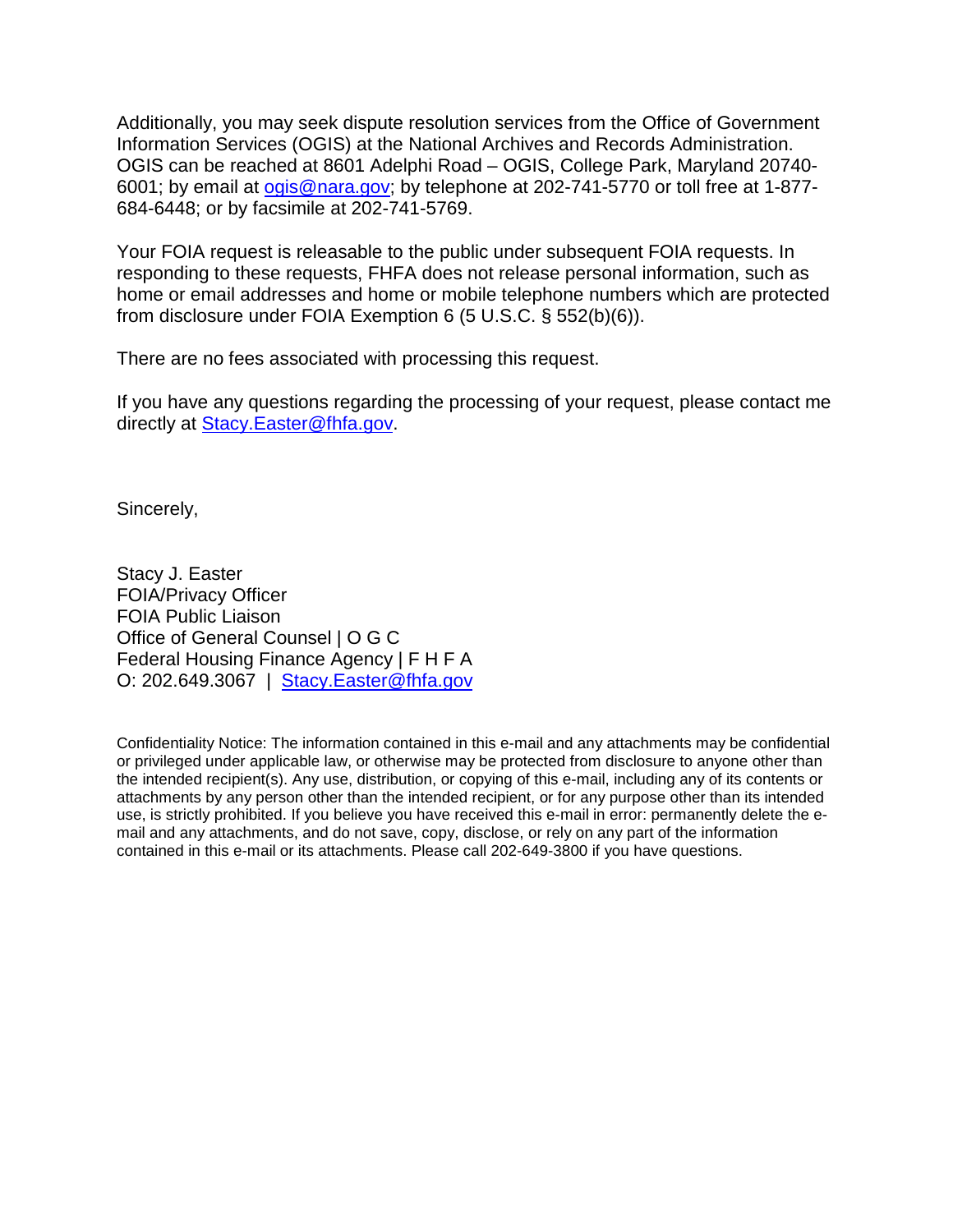Additionally, you may seek dispute resolution services from the Office of Government Information Services (OGIS) at the National Archives and Records Administration. OGIS can be reached at 8601 Adelphi Road – OGIS, College Park, Maryland 20740-6001; by email at ogis@nara.gov; by telephone at 202-741-5770 or toll free at 1-877-684-6448; or by facsimile at 202-741-5769.

Your FOIA request is releasable to the public under subsequent FOIA requests. In responding to these requests, FHFA does not release personal information, such as home or email addresses and home or mobile telephone numbers which are protected from disclosure under FOIA Exemption 6 (5 U.S.C. § 552(b)(6)).

There are no fees associated with processing this request.

If you have any questions regarding the processing of your request, please contact me directly at Stacy.Easter@fhfa.gov.

Sincerely,

Stacy J. Easter
FOIA/Privacy Officer
FOIA Public Liaison
Office of General Counsel | O G C
Federal Housing Finance Agency | F H F A
O: 202.649.3067 | Stacy.Easter@fhfa.gov

Confidentiality Notice: The information contained in this e-mail and any attachments may be confidential or privileged under applicable law, or otherwise may be protected from disclosure to anyone other than the intended recipient(s). Any use, distribution, or copying of this e-mail, including any of its contents or attachments by any person other than the intended recipient, or for any purpose other than its intended use, is strictly prohibited. If you believe you have received this e-mail in error: permanently delete the e-mail and any attachments, and do not save, copy, disclose, or rely on any part of the information contained in this e-mail or its attachments. Please call 202-649-3800 if you have questions.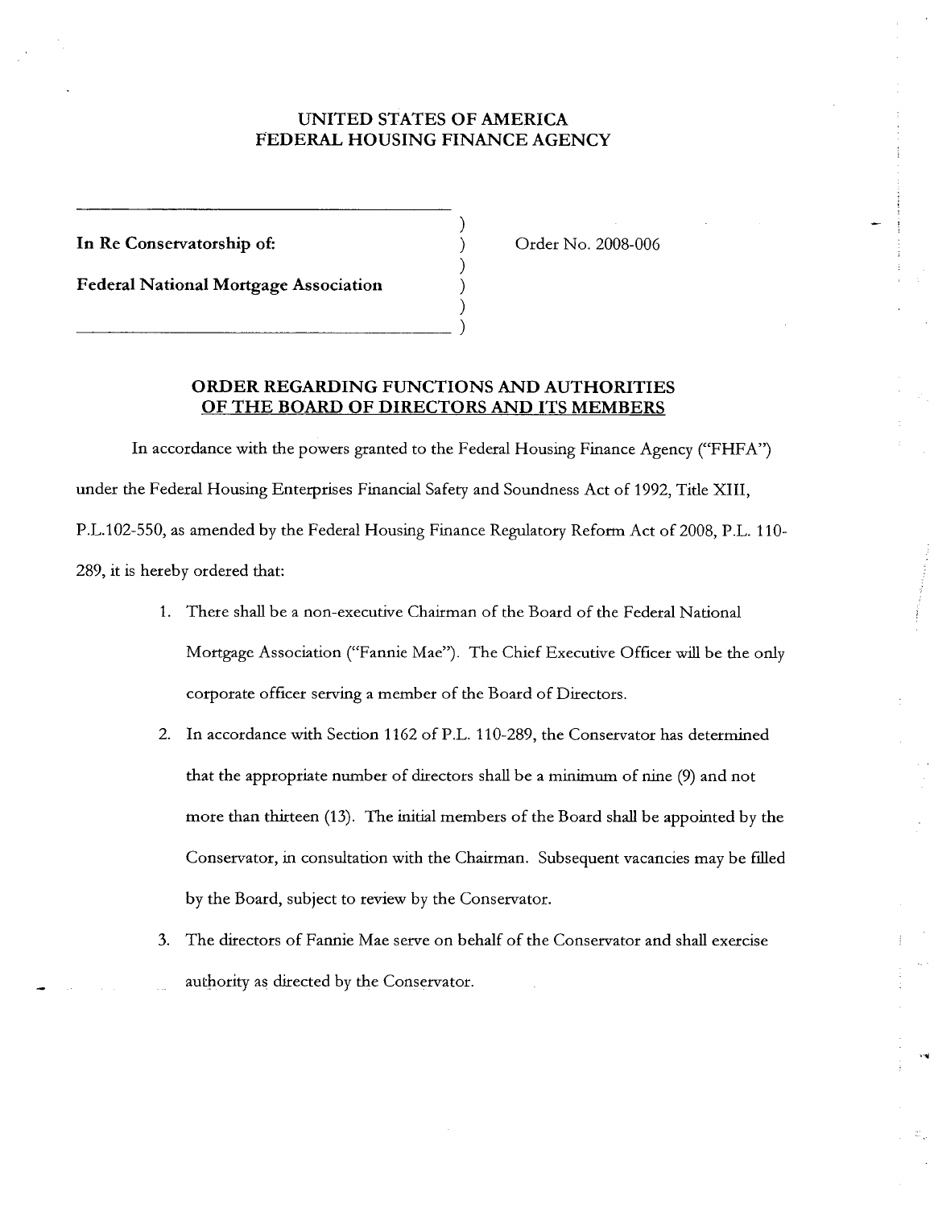**UNITED STATES OF AMERICA**
**FEDERAL HOUSING FINANCE AGENCY**

**In Re Conservatorship of:**

**Federal National Mortgage Association**

Order No. 2008-006

## ORDER REGARDING FUNCTIONS AND AUTHORITIES OF THE BOARD OF DIRECTORS AND ITS MEMBERS

In accordance with the powers granted to the Federal Housing Finance Agency ("FHFA") under the Federal Housing Enterprises Financial Safety and Soundness Act of 1992, Title XIII, P.L.102-550, as amended by the Federal Housing Finance Regulatory Reform Act of 2008, P.L. 110-289, it is hereby ordered that:

1. There shall be a non-executive Chairman of the Board of the Federal National Mortgage Association ("Fannie Mae"). The Chief Executive Officer will be the only corporate officer serving a member of the Board of Directors.
2. In accordance with Section 1162 of P.L. 110-289, the Conservator has determined that the appropriate number of directors shall be a minimum of nine (9) and not more than thirteen (13). The initial members of the Board shall be appointed by the Conservator, in consultation with the Chairman. Subsequent vacancies may be filled by the Board, subject to review by the Conservator.
3. The directors of Fannie Mae serve on behalf of the Conservator and shall exercise authority as directed by the Conservator.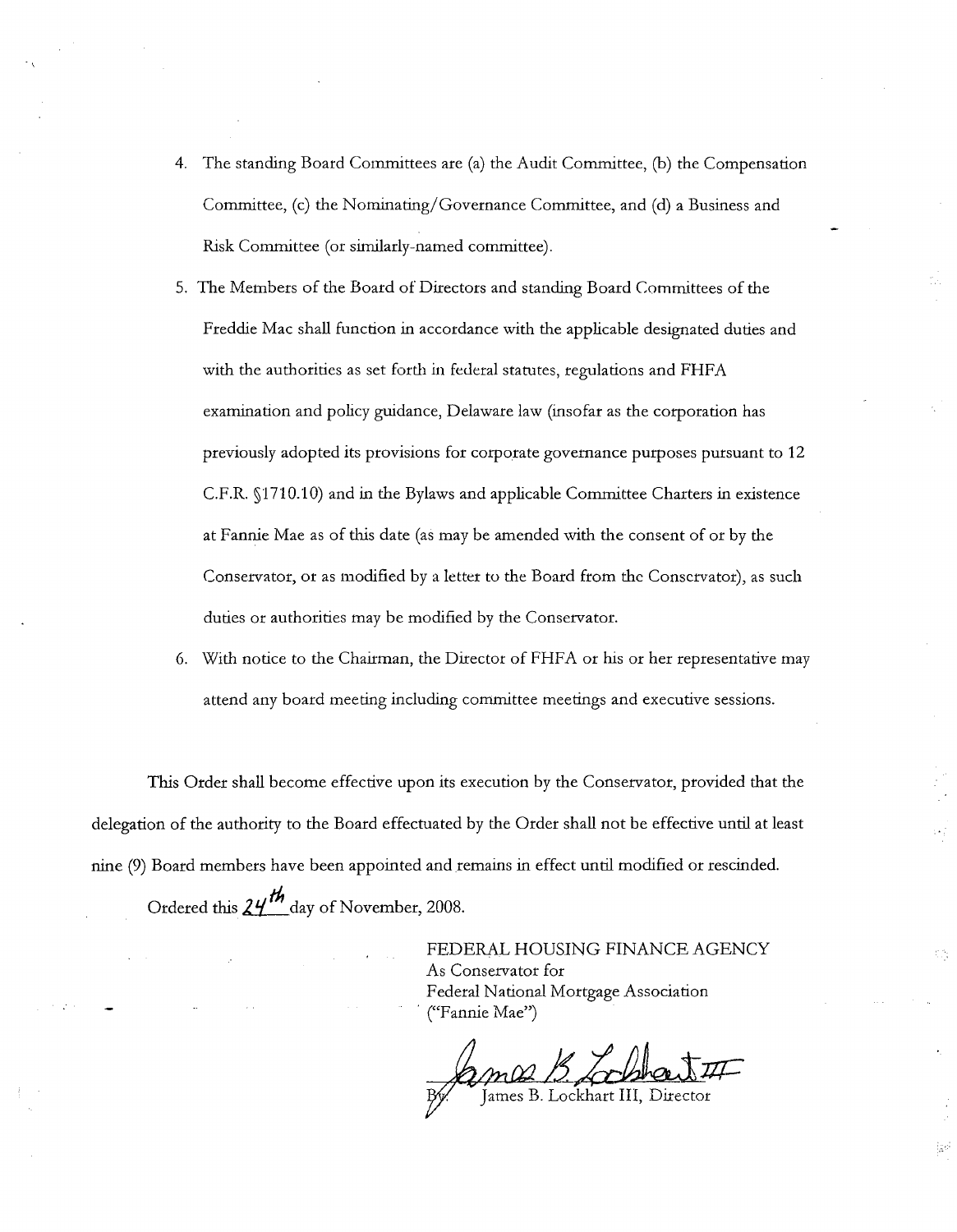4. The standing Board Committees are (a) the Audit Committee, (b) the Compensation Committee, (c) the Nominating/Governance Committee, and (d) a Business and Risk Committee (or similarly-named committee).
5. The Members of the Board of Directors and standing Board Committees of the Freddie Mac shall function in accordance with the applicable designated duties and with the authorities as set forth in federal statutes, regulations and FHFA examination and policy guidance, Delaware law (insofar as the corporation has previously adopted its provisions for corporate governance purposes pursuant to 12 C.F.R. §1710.10) and in the Bylaws and applicable Committee Charters in existence at Fannie Mae as of this date (as may be amended with the consent of or by the Conservator, or as modified by a letter to the Board from the Conservator), as such duties or authorities may be modified by the Conservator.
6. With notice to the Chairman, the Director of FHFA or his or her representative may attend any board meeting including committee meetings and executive sessions.

This Order shall become effective upon its execution by the Conservator, provided that the delegation of the authority to the Board effectuated by the Order shall not be effective until at least nine (9) Board members have been appointed and remains in effect until modified or rescinded.

Ordered this 24th day of November, 2008.

FEDERAL HOUSING FINANCE AGENCY
As Conservator for
Federal National Mortgage Association
("Fannie Mae")

By: James B. Lockhart III, Director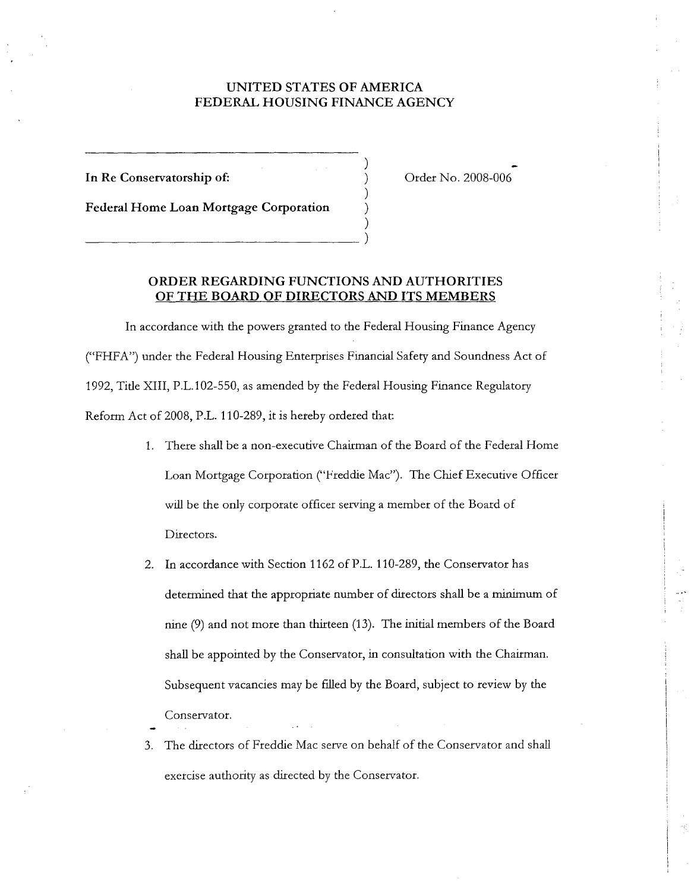**UNITED STATES OF AMERICA**
**FEDERAL HOUSING FINANCE AGENCY**

| | |
|---|---|
| **In Re Conservatorship of:** **Federal Home Loan Mortgage Corporation** | Order No. 2008-006 |

## ORDER REGARDING FUNCTIONS AND AUTHORITIES OF THE BOARD OF DIRECTORS AND ITS MEMBERS

In accordance with the powers granted to the Federal Housing Finance Agency ("FHFA") under the Federal Housing Enterprises Financial Safety and Soundness Act of 1992, Title XIII, P.L.102-550, as amended by the Federal Housing Finance Regulatory Reform Act of 2008, P.L. 110-289, it is hereby ordered that:

1. There shall be a non-executive Chairman of the Board of the Federal Home Loan Mortgage Corporation ("Freddie Mac"). The Chief Executive Officer will be the only corporate officer serving a member of the Board of Directors.
2. In accordance with Section 1162 of P.L. 110-289, the Conservator has determined that the appropriate number of directors shall be a minimum of nine (9) and not more than thirteen (13). The initial members of the Board shall be appointed by the Conservator, in consultation with the Chairman. Subsequent vacancies may be filled by the Board, subject to review by the Conservator.
3. The directors of Freddie Mac serve on behalf of the Conservator and shall exercise authority as directed by the Conservator.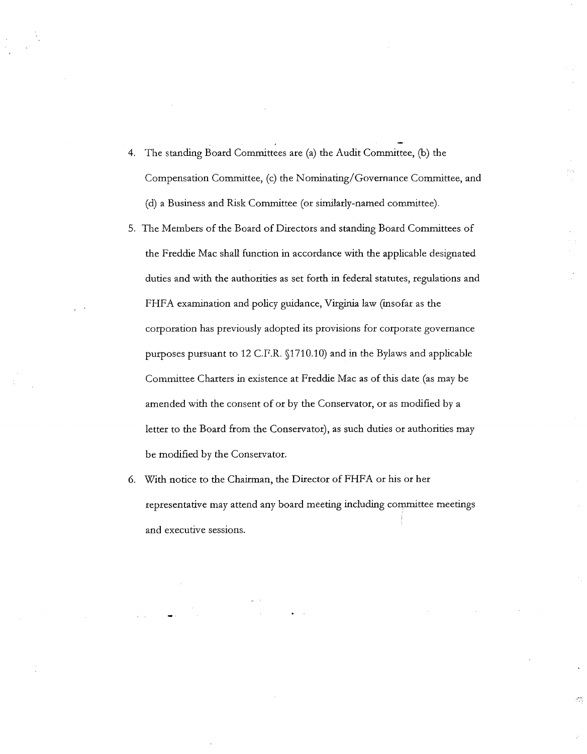4. The standing Board Committees are (a) the Audit Committee, (b) the Compensation Committee, (c) the Nominating/Governance Committee, and (d) a Business and Risk Committee (or similarly-named committee).
5. The Members of the Board of Directors and standing Board Committees of the Freddie Mac shall function in accordance with the applicable designated duties and with the authorities as set forth in federal statutes, regulations and FHFA examination and policy guidance, Virginia law (insofar as the corporation has previously adopted its provisions for corporate governance purposes pursuant to 12 C.F.R. §1710.10) and in the Bylaws and applicable Committee Charters in existence at Freddie Mac as of this date (as may be amended with the consent of or by the Conservator, or as modified by a letter to the Board from the Conservator), as such duties or authorities may be modified by the Conservator.
6. With notice to the Chairman, the Director of FHFA or his or her representative may attend any board meeting including committee meetings and executive sessions.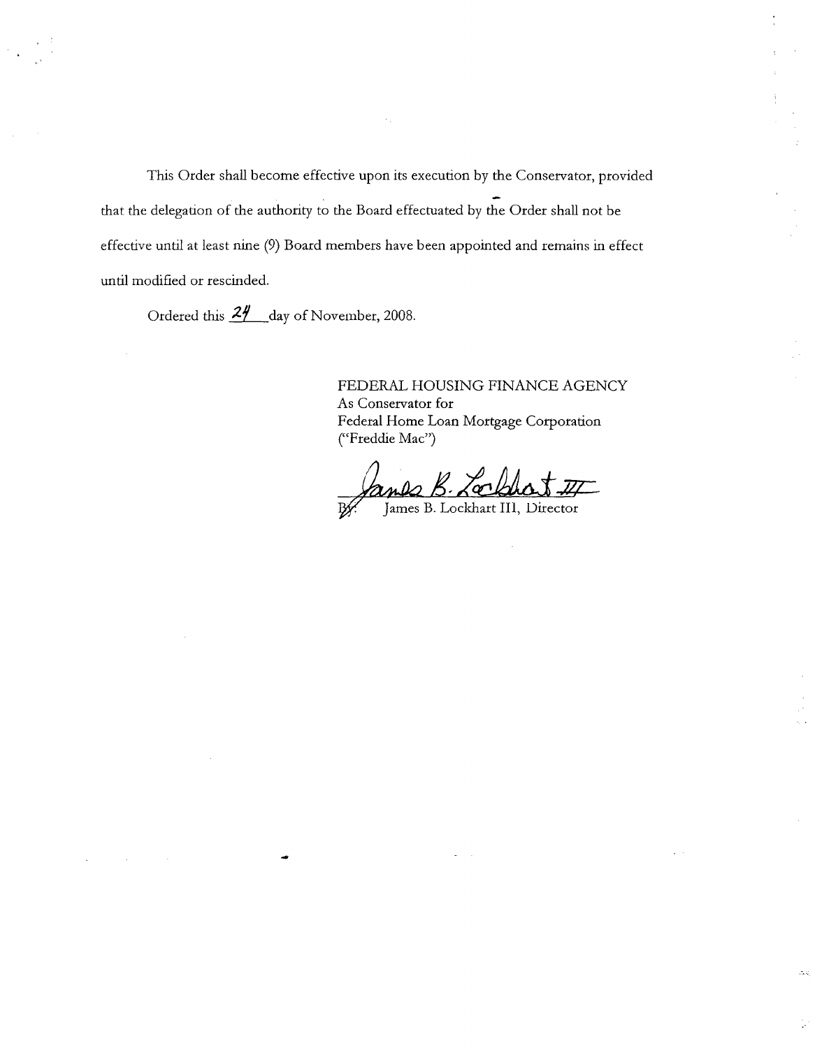This Order shall become effective upon its execution by the Conservator, provided that the delegation of the authority to the Board effectuated by the Order shall not be effective until at least nine (9) Board members have been appointed and remains in effect until modified or rescinded.

Ordered this 24 day of November, 2008.

FEDERAL HOUSING FINANCE AGENCY
As Conservator for
Federal Home Loan Mortgage Corporation
("Freddie Mac")

By: James B. Lockhart III, Director